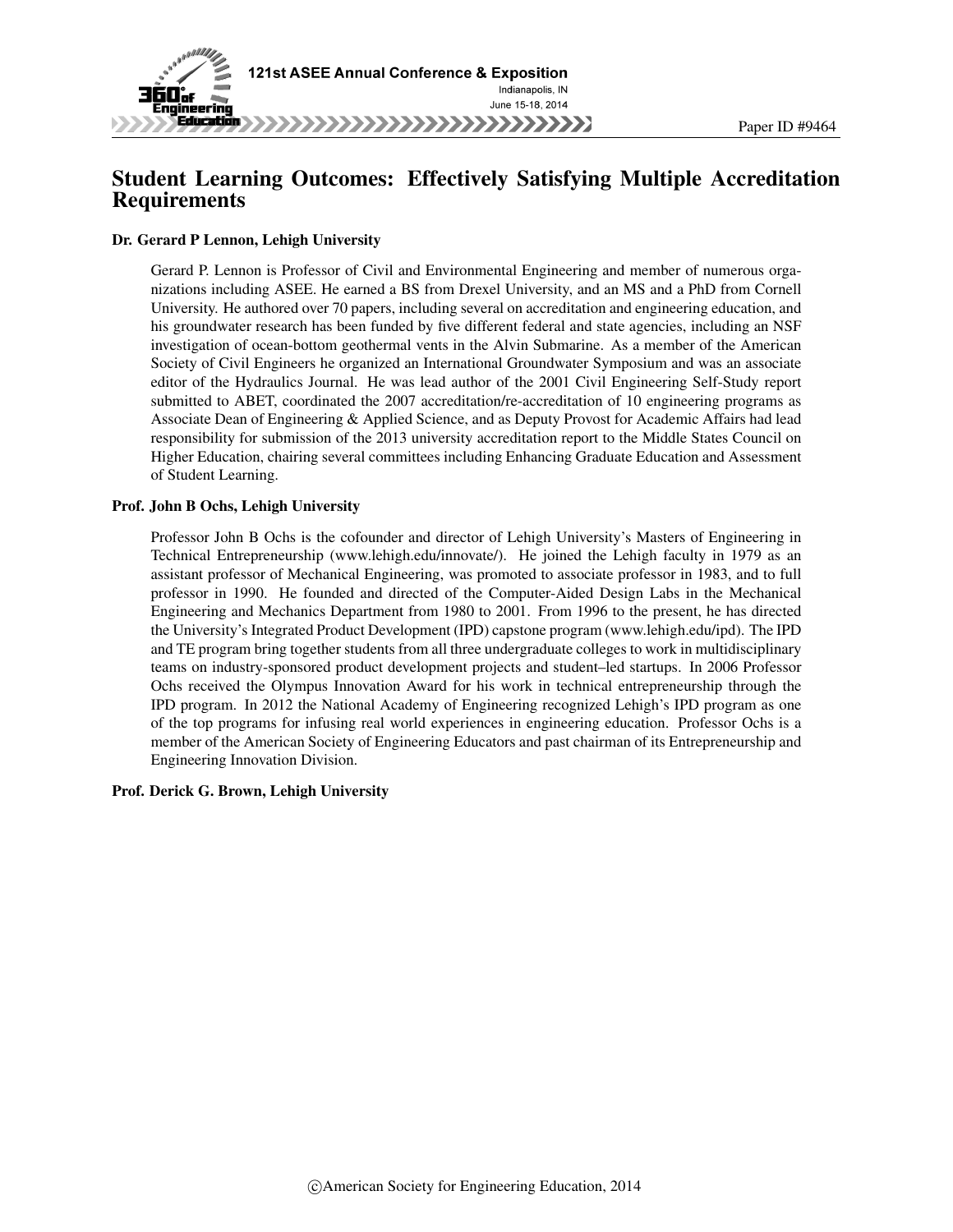# Student Learning Outcomes: Effectively Satisfying Multiple Accreditation Requirements

**Dr. Gerard P Lennon, Lehigh University**

Gerard P. Lennon is Professor of Civil and Environmental Engineering and member of numerous organizations including ASEE. He earned a BS from Drexel University, and an MS and a PhD from Cornell University. He authored over 70 papers, including several on accreditation and engineering education, and his groundwater research has been funded by five different federal and state agencies, including an NSF investigation of ocean-bottom geothermal vents in the Alvin Submarine. As a member of the American Society of Civil Engineers he organized an International Groundwater Symposium and was an associate editor of the Hydraulics Journal. He was lead author of the 2001 Civil Engineering Self-Study report submitted to ABET, coordinated the 2007 accreditation/re-accreditation of 10 engineering programs as Associate Dean of Engineering & Applied Science, and as Deputy Provost for Academic Affairs had lead responsibility for submission of the 2013 university accreditation report to the Middle States Council on Higher Education, chairing several committees including Enhancing Graduate Education and Assessment of Student Learning.

**Prof. John B Ochs, Lehigh University**

Professor John B Ochs is the cofounder and director of Lehigh University's Masters of Engineering in Technical Entrepreneurship (www.lehigh.edu/innovate/). He joined the Lehigh faculty in 1979 as an assistant professor of Mechanical Engineering, was promoted to associate professor in 1983, and to full professor in 1990. He founded and directed of the Computer-Aided Design Labs in the Mechanical Engineering and Mechanics Department from 1980 to 2001. From 1996 to the present, he has directed the University's Integrated Product Development (IPD) capstone program (www.lehigh.edu/ipd). The IPD and TE program bring together students from all three undergraduate colleges to work in multidisciplinary teams on industry-sponsored product development projects and student–led startups. In 2006 Professor Ochs received the Olympus Innovation Award for his work in technical entrepreneurship through the IPD program. In 2012 the National Academy of Engineering recognized Lehigh's IPD program as one of the top programs for infusing real world experiences in engineering education. Professor Ochs is a member of the American Society of Engineering Educators and past chairman of its Entrepreneurship and Engineering Innovation Division.

**Prof. Derick G. Brown, Lehigh University**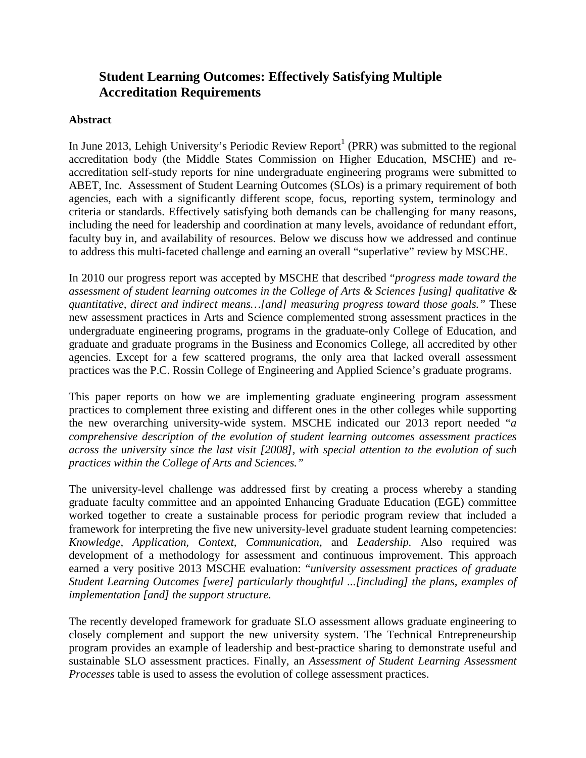# Student Learning Outcomes: Effectively Satisfying Multiple Accreditation Requirements

## Abstract

In June 2013, Lehigh University's Periodic Review Report[1] (PRR) was submitted to the regional accreditation body (the Middle States Commission on Higher Education, MSCHE) and re-accreditation self-study reports for nine undergraduate engineering programs were submitted to ABET, Inc. Assessment of Student Learning Outcomes (SLOs) is a primary requirement of both agencies, each with a significantly different scope, focus, reporting system, terminology and criteria or standards. Effectively satisfying both demands can be challenging for many reasons, including the need for leadership and coordination at many levels, avoidance of redundant effort, faculty buy in, and availability of resources. Below we discuss how we addressed and continue to address this multi-faceted challenge and earning an overall "superlative" review by MSCHE.

In 2010 our progress report was accepted by MSCHE that described "*progress made toward the assessment of student learning outcomes in the College of Arts & Sciences [using] qualitative & quantitative, direct and indirect means…[and] measuring progress toward those goals."* These new assessment practices in Arts and Science complemented strong assessment practices in the undergraduate engineering programs, programs in the graduate-only College of Education, and graduate and graduate programs in the Business and Economics College, all accredited by other agencies. Except for a few scattered programs, the only area that lacked overall assessment practices was the P.C. Rossin College of Engineering and Applied Science's graduate programs.

This paper reports on how we are implementing graduate engineering program assessment practices to complement three existing and different ones in the other colleges while supporting the new overarching university-wide system. MSCHE indicated our 2013 report needed "*a comprehensive description of the evolution of student learning outcomes assessment practices across the university since the last visit [2008], with special attention to the evolution of such practices within the College of Arts and Sciences."*

The university-level challenge was addressed first by creating a process whereby a standing graduate faculty committee and an appointed Enhancing Graduate Education (EGE) committee worked together to create a sustainable process for periodic program review that included a framework for interpreting the five new university-level graduate student learning competencies: *Knowledge*, *Application, Context, Communication,* and *Leadership.* Also required was development of a methodology for assessment and continuous improvement. This approach earned a very positive 2013 MSCHE evaluation: "*university assessment practices of graduate Student Learning Outcomes [were] particularly thoughtful ...[including] the plans, examples of implementation [and] the support structure.*

The recently developed framework for graduate SLO assessment allows graduate engineering to closely complement and support the new university system. The Technical Entrepreneurship program provides an example of leadership and best-practice sharing to demonstrate useful and sustainable SLO assessment practices. Finally, an *Assessment of Student Learning Assessment Processes* table is used to assess the evolution of college assessment practices.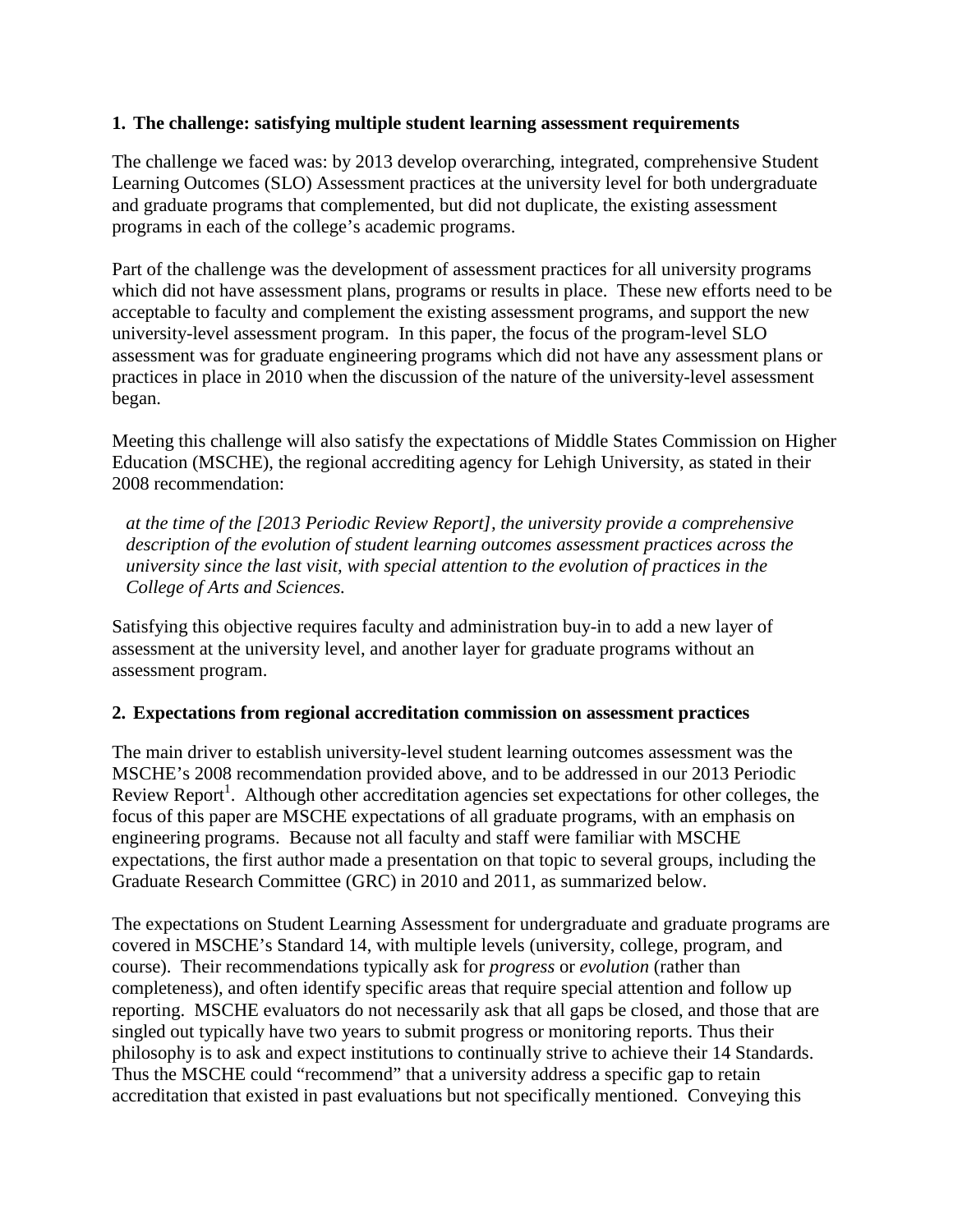## 1. The challenge: satisfying multiple student learning assessment requirements

The challenge we faced was: by 2013 develop overarching, integrated, comprehensive Student Learning Outcomes (SLO) Assessment practices at the university level for both undergraduate and graduate programs that complemented, but did not duplicate, the existing assessment programs in each of the college's academic programs.

Part of the challenge was the development of assessment practices for all university programs which did not have assessment plans, programs or results in place. These new efforts need to be acceptable to faculty and complement the existing assessment programs, and support the new university-level assessment program. In this paper, the focus of the program-level SLO assessment was for graduate engineering programs which did not have any assessment plans or practices in place in 2010 when the discussion of the nature of the university-level assessment began.

Meeting this challenge will also satisfy the expectations of Middle States Commission on Higher Education (MSCHE), the regional accrediting agency for Lehigh University, as stated in their 2008 recommendation:

> *at the time of the [2013 Periodic Review Report], the university provide a comprehensive description of the evolution of student learning outcomes assessment practices across the university since the last visit, with special attention to the evolution of practices in the College of Arts and Sciences.*

Satisfying this objective requires faculty and administration buy-in to add a new layer of assessment at the university level, and another layer for graduate programs without an assessment program.

## 2. Expectations from regional accreditation commission on assessment practices

The main driver to establish university-level student learning outcomes assessment was the MSCHE's 2008 recommendation provided above, and to be addressed in our 2013 Periodic Review Report[1]. Although other accreditation agencies set expectations for other colleges, the focus of this paper are MSCHE expectations of all graduate programs, with an emphasis on engineering programs. Because not all faculty and staff were familiar with MSCHE expectations, the first author made a presentation on that topic to several groups, including the Graduate Research Committee (GRC) in 2010 and 2011, as summarized below.

The expectations on Student Learning Assessment for undergraduate and graduate programs are covered in MSCHE's Standard 14, with multiple levels (university, college, program, and course). Their recommendations typically ask for *progress* or *evolution* (rather than completeness), and often identify specific areas that require special attention and follow up reporting. MSCHE evaluators do not necessarily ask that all gaps be closed, and those that are singled out typically have two years to submit progress or monitoring reports. Thus their philosophy is to ask and expect institutions to continually strive to achieve their 14 Standards. Thus the MSCHE could "recommend" that a university address a specific gap to retain accreditation that existed in past evaluations but not specifically mentioned. Conveying this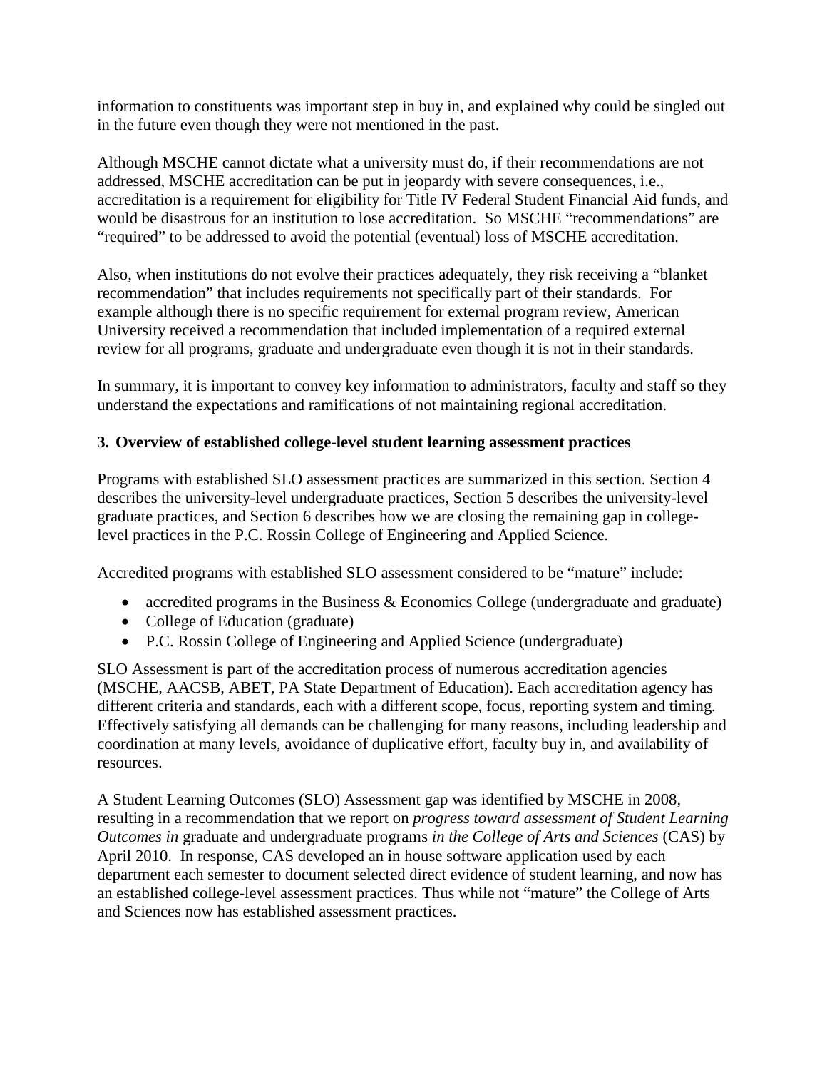information to constituents was important step in buy in, and explained why could be singled out in the future even though they were not mentioned in the past.

Although MSCHE cannot dictate what a university must do, if their recommendations are not addressed, MSCHE accreditation can be put in jeopardy with severe consequences, i.e., accreditation is a requirement for eligibility for Title IV Federal Student Financial Aid funds, and would be disastrous for an institution to lose accreditation. So MSCHE "recommendations" are "required" to be addressed to avoid the potential (eventual) loss of MSCHE accreditation.

Also, when institutions do not evolve their practices adequately, they risk receiving a "blanket recommendation" that includes requirements not specifically part of their standards. For example although there is no specific requirement for external program review, American University received a recommendation that included implementation of a required external review for all programs, graduate and undergraduate even though it is not in their standards.

In summary, it is important to convey key information to administrators, faculty and staff so they understand the expectations and ramifications of not maintaining regional accreditation.

### 3. Overview of established college-level student learning assessment practices

Programs with established SLO assessment practices are summarized in this section. Section 4 describes the university-level undergraduate practices, Section 5 describes the university-level graduate practices, and Section 6 describes how we are closing the remaining gap in college-level practices in the P.C. Rossin College of Engineering and Applied Science.

Accredited programs with established SLO assessment considered to be "mature" include:

- accredited programs in the Business & Economics College (undergraduate and graduate)
- College of Education (graduate)
- P.C. Rossin College of Engineering and Applied Science (undergraduate)

SLO Assessment is part of the accreditation process of numerous accreditation agencies (MSCHE, AACSB, ABET, PA State Department of Education). Each accreditation agency has different criteria and standards, each with a different scope, focus, reporting system and timing. Effectively satisfying all demands can be challenging for many reasons, including leadership and coordination at many levels, avoidance of duplicative effort, faculty buy in, and availability of resources.

A Student Learning Outcomes (SLO) Assessment gap was identified by MSCHE in 2008, resulting in a recommendation that we report on *progress toward assessment of Student Learning Outcomes in* graduate and undergraduate programs *in the College of Arts and Sciences* (CAS) by April 2010. In response, CAS developed an in house software application used by each department each semester to document selected direct evidence of student learning, and now has an established college-level assessment practices. Thus while not "mature" the College of Arts and Sciences now has established assessment practices.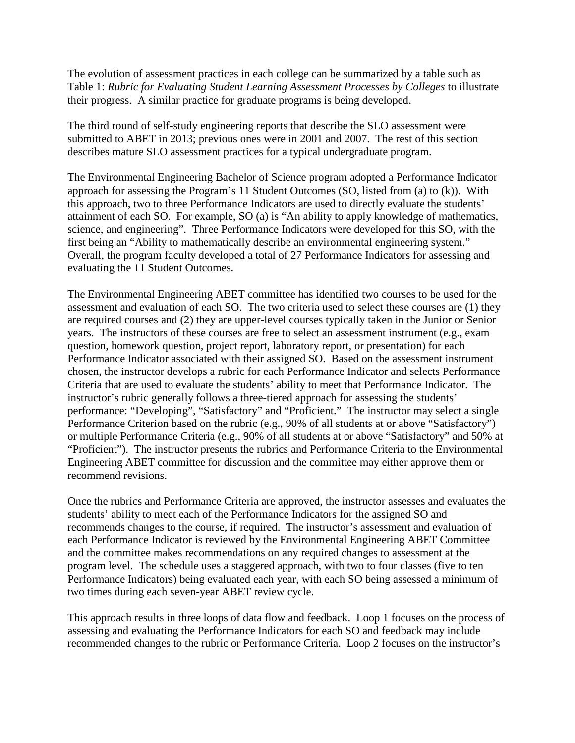The evolution of assessment practices in each college can be summarized by a table such as Table 1: *Rubric for Evaluating Student Learning Assessment Processes by Colleges* to illustrate their progress. A similar practice for graduate programs is being developed.

The third round of self-study engineering reports that describe the SLO assessment were submitted to ABET in 2013; previous ones were in 2001 and 2007. The rest of this section describes mature SLO assessment practices for a typical undergraduate program.

The Environmental Engineering Bachelor of Science program adopted a Performance Indicator approach for assessing the Program's 11 Student Outcomes (SO, listed from (a) to (k)). With this approach, two to three Performance Indicators are used to directly evaluate the students' attainment of each SO. For example, SO (a) is "An ability to apply knowledge of mathematics, science, and engineering". Three Performance Indicators were developed for this SO, with the first being an "Ability to mathematically describe an environmental engineering system." Overall, the program faculty developed a total of 27 Performance Indicators for assessing and evaluating the 11 Student Outcomes.

The Environmental Engineering ABET committee has identified two courses to be used for the assessment and evaluation of each SO. The two criteria used to select these courses are (1) they are required courses and (2) they are upper-level courses typically taken in the Junior or Senior years. The instructors of these courses are free to select an assessment instrument (e.g., exam question, homework question, project report, laboratory report, or presentation) for each Performance Indicator associated with their assigned SO. Based on the assessment instrument chosen, the instructor develops a rubric for each Performance Indicator and selects Performance Criteria that are used to evaluate the students' ability to meet that Performance Indicator. The instructor's rubric generally follows a three-tiered approach for assessing the students' performance: "Developing", "Satisfactory" and "Proficient." The instructor may select a single Performance Criterion based on the rubric (e.g., 90% of all students at or above "Satisfactory") or multiple Performance Criteria (e.g., 90% of all students at or above "Satisfactory" and 50% at "Proficient"). The instructor presents the rubrics and Performance Criteria to the Environmental Engineering ABET committee for discussion and the committee may either approve them or recommend revisions.

Once the rubrics and Performance Criteria are approved, the instructor assesses and evaluates the students' ability to meet each of the Performance Indicators for the assigned SO and recommends changes to the course, if required. The instructor's assessment and evaluation of each Performance Indicator is reviewed by the Environmental Engineering ABET Committee and the committee makes recommendations on any required changes to assessment at the program level. The schedule uses a staggered approach, with two to four classes (five to ten Performance Indicators) being evaluated each year, with each SO being assessed a minimum of two times during each seven-year ABET review cycle.

This approach results in three loops of data flow and feedback. Loop 1 focuses on the process of assessing and evaluating the Performance Indicators for each SO and feedback may include recommended changes to the rubric or Performance Criteria. Loop 2 focuses on the instructor's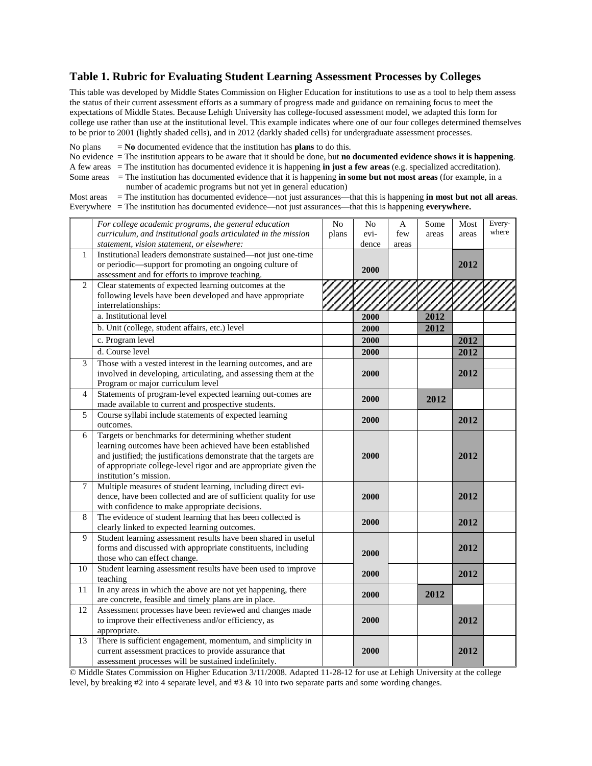## Table 1. Rubric for Evaluating Student Learning Assessment Processes by Colleges

This table was developed by Middle States Commission on Higher Education for institutions to use as a tool to help them assess the status of their current assessment efforts as a summary of progress made and guidance on remaining focus to meet the expectations of Middle States. Because Lehigh University has college-focused assessment model, we adapted this form for college use rather than use at the institutional level. This example indicates where one of our four colleges determined themselves to be prior to 2001 (lightly shaded cells), and in 2012 (darkly shaded cells) for undergraduate assessment processes.

No plans = **No** documented evidence that the institution has **plans** to do this.
No evidence = The institution appears to be aware that it should be done, but **no documented evidence shows it is happening**.
A few areas = The institution has documented evidence it is happening **in just a few areas** (e.g. specialized accreditation).
Some areas = The institution has documented evidence that it is happening **in some but not most areas** (for example, in a number of academic programs but not yet in general education)
Most areas = The institution has documented evidence—not just assurances—that this is happening **in most but not all areas**.
Everywhere = The institution has documented evidence—not just assurances—that this is happening **everywhere.**

| | *For college academic programs, the general education curriculum, and institutional goals articulated in the mission statement, vision statement, or elsewhere:* | No plans | No evidence | A few areas | Some areas | Most areas | Everywhere |
|---|---|---|---|---|---|---|---|
| 1 | Institutional leaders demonstrate sustained—not just one-time or periodic—support for promoting an ongoing culture of assessment and for efforts to improve teaching. | | **2000** | | | **2012** | |
| 2 | Clear statements of expected learning outcomes at the following levels have been developed and have appropriate interrelationships: | | | | | | |
| | a. Institutional level | | **2000** | | **2012** | | |
| | b. Unit (college, student affairs, etc.) level | | **2000** | | **2012** | | |
| | c. Program level | | **2000** | | | **2012** | |
| | d. Course level | | **2000** | | | **2012** | |
| 3 | Those with a vested interest in the learning outcomes, and are involved in developing, articulating, and assessing them at the Program or major curriculum level | | **2000** | | | **2012** | |
| 4 | Statements of program-level expected learning out-comes are made available to current and prospective students. | | **2000** | | **2012** | | |
| 5 | Course syllabi include statements of expected learning outcomes. | | **2000** | | | **2012** | |
| 6 | Targets or benchmarks for determining whether student learning outcomes have been achieved have been established and justified; the justifications demonstrate that the targets are of appropriate college-level rigor and are appropriate given the institution's mission. | | **2000** | | | **2012** | |
| 7 | Multiple measures of student learning, including direct evidence, have been collected and are of sufficient quality for use with confidence to make appropriate decisions. | | **2000** | | | **2012** | |
| 8 | The evidence of student learning that has been collected is clearly linked to expected learning outcomes. | | **2000** | | | **2012** | |
| 9 | Student learning assessment results have been shared in useful forms and discussed with appropriate constituents, including those who can effect change. | | **2000** | | | **2012** | |
| 10 | Student learning assessment results have been used to improve teaching | | **2000** | | | **2012** | |
| 11 | In any areas in which the above are not yet happening, there are concrete, feasible and timely plans are in place. | | **2000** | | **2012** | | |
| 12 | Assessment processes have been reviewed and changes made to improve their effectiveness and/or efficiency, as appropriate. | | **2000** | | | **2012** | |
| 13 | There is sufficient engagement, momentum, and simplicity in current assessment practices to provide assurance that assessment processes will be sustained indefinitely. | | **2000** | | | **2012** | |

© Middle States Commission on Higher Education 3/11/2008. Adapted 11-28-12 for use at Lehigh University at the college level, by breaking #2 into 4 separate level, and #3 & 10 into two separate parts and some wording changes.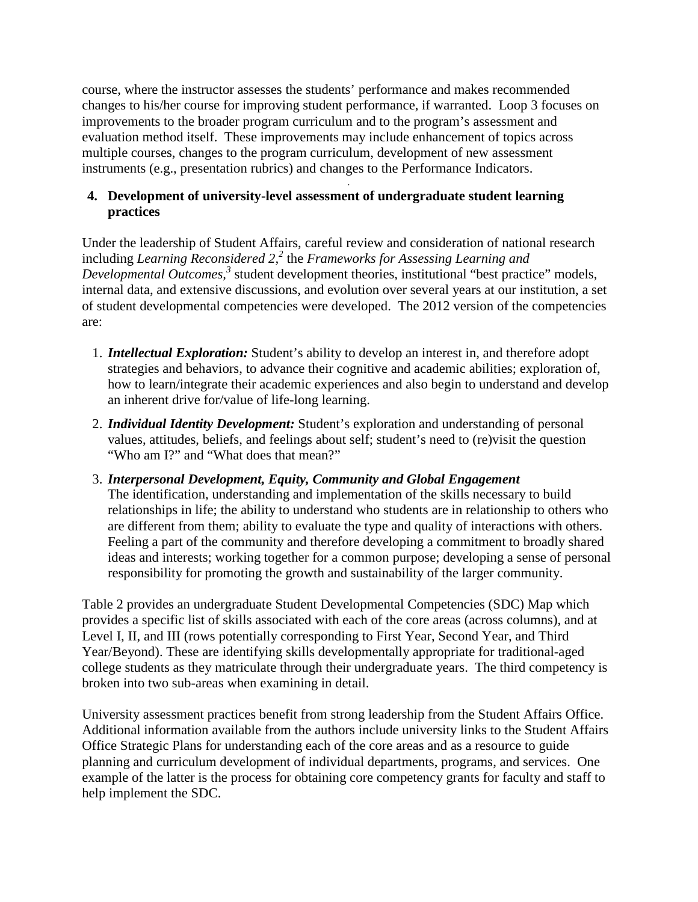course, where the instructor assesses the students' performance and makes recommended changes to his/her course for improving student performance, if warranted. Loop 3 focuses on improvements to the broader program curriculum and to the program's assessment and evaluation method itself. These improvements may include enhancement of topics across multiple courses, changes to the program curriculum, development of new assessment instruments (e.g., presentation rubrics) and changes to the Performance Indicators.

## 4. Development of university-level assessment of undergraduate student learning practices

Under the leadership of Student Affairs, careful review and consideration of national research including *Learning Reconsidered 2,*[2] the *Frameworks for Assessing Learning and Developmental Outcomes,*[3] student development theories, institutional "best practice" models, internal data, and extensive discussions, and evolution over several years at our institution, a set of student developmental competencies were developed. The 2012 version of the competencies are:

1. ***Intellectual Exploration:*** Student's ability to develop an interest in, and therefore adopt strategies and behaviors, to advance their cognitive and academic abilities; exploration of, how to learn/integrate their academic experiences and also begin to understand and develop an inherent drive for/value of life-long learning.
2. ***Individual Identity Development:*** Student's exploration and understanding of personal values, attitudes, beliefs, and feelings about self; student's need to (re)visit the question "Who am I?" and "What does that mean?"
3. ***Interpersonal Development, Equity, Community and Global Engagement***
   The identification, understanding and implementation of the skills necessary to build relationships in life; the ability to understand who students are in relationship to others who are different from them; ability to evaluate the type and quality of interactions with others. Feeling a part of the community and therefore developing a commitment to broadly shared ideas and interests; working together for a common purpose; developing a sense of personal responsibility for promoting the growth and sustainability of the larger community.

Table 2 provides an undergraduate Student Developmental Competencies (SDC) Map which provides a specific list of skills associated with each of the core areas (across columns), and at Level I, II, and III (rows potentially corresponding to First Year, Second Year, and Third Year/Beyond). These are identifying skills developmentally appropriate for traditional-aged college students as they matriculate through their undergraduate years. The third competency is broken into two sub-areas when examining in detail.

University assessment practices benefit from strong leadership from the Student Affairs Office. Additional information available from the authors include university links to the Student Affairs Office Strategic Plans for understanding each of the core areas and as a resource to guide planning and curriculum development of individual departments, programs, and services. One example of the latter is the process for obtaining core competency grants for faculty and staff to help implement the SDC.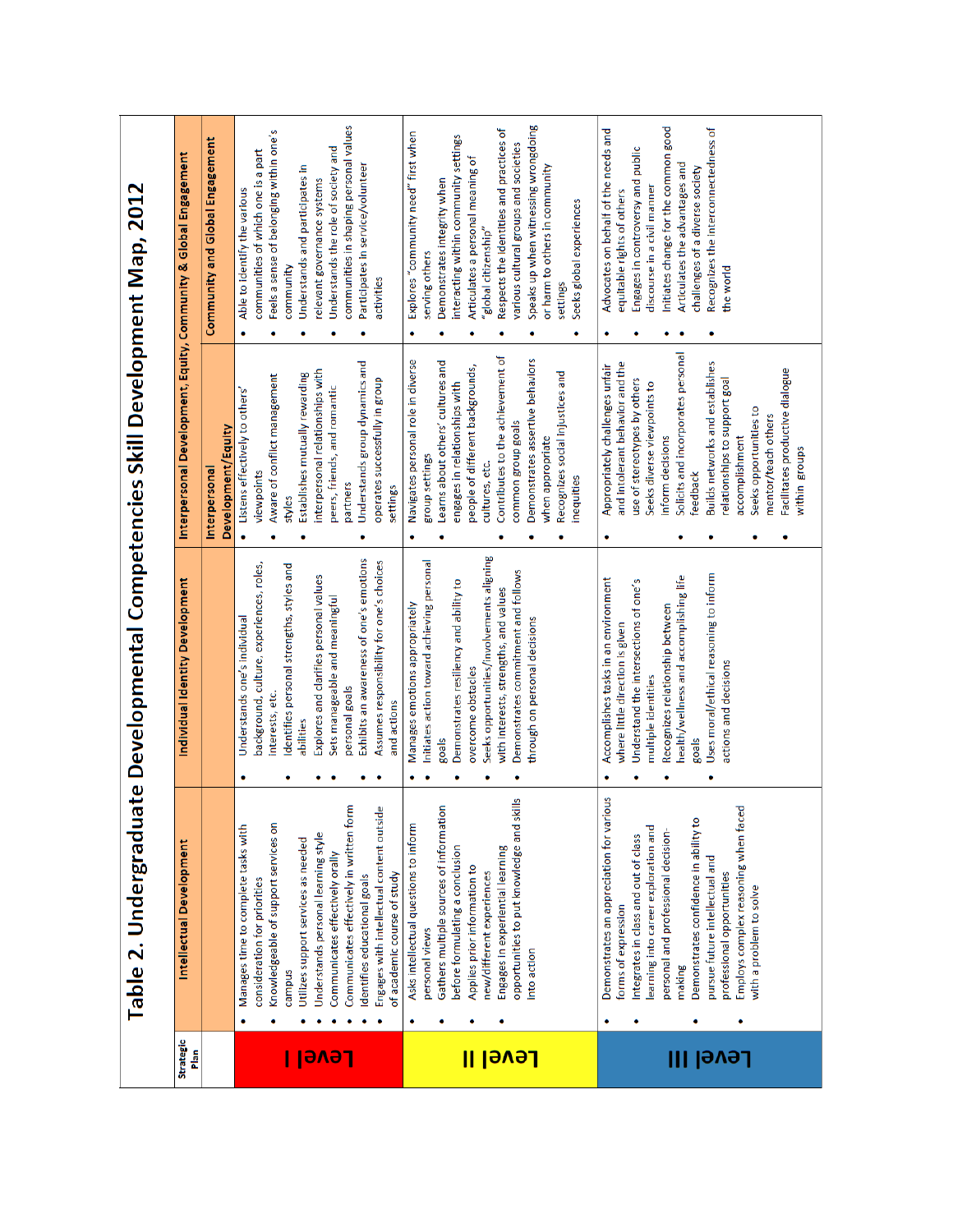# Table 2. Undergraduate Developmental Competencies Skill Development Map, 2012

| Strategic Plan | Intellectual Development | Individual Identity Development | Interpersonal Development, Equity, Community & Global Engagement | |
|---|---|---|---|---|
| | | | Interpersonal Development/Equity | Community and Global Engagement |
| Level I | • Manages time to complete tasks with consideration for priorities<br>• Knowledgeable of support services on campus<br>• Utilizes support services as needed<br>• Understands personal learning style<br>• Communicates effectively orally<br>• Communicates effectively in written form<br>• Identifies educational goals<br>• Engages with intellectual content outside of academic course of study | • Understands one's individual background, culture, experiences, roles, interests, etc.<br>• Identifies personal strengths, styles and abilities<br>• Explores and clarifies personal values<br>• Sets manageable and meaningful personal goals<br>• Exhibits an awareness of one's emotions<br>• Assumes responsibility for one's choices and actions | • Listens effectively to others' viewpoints<br>• Aware of conflict management styles<br>• Establishes mutually rewarding interpersonal relationships with peers, friends, and romantic partners<br>• Understands group dynamics and operates successfully in group settings | • Able to identify the various communities of which one is a part<br>• Feels a sense of belonging within one's community<br>• Understands and participates in relevant governance systems<br>• Understands the role of society and communities in shaping personal values<br>• Participates in service/volunteer activities |
| Level II | • Asks intellectual questions to inform personal views<br>• Gathers multiple sources of information before formulating a conclusion<br>• Applies prior information to new/different experiences<br>• Engages in experiential learning opportunities to put knowledge and skills into action | • Manages emotions appropriately<br>• Initiates action toward achieving personal goals<br>• Demonstrates resiliency and ability to overcome obstacles<br>• Seeks opportunities/involvements aligning with interests, strengths, and values<br>• Demonstrates commitment and follows through on personal decisions | • Navigates personal role in diverse group settings<br>• Learns about others' cultures and engages in relationships with people of different backgrounds, cultures, etc.<br>• Contributes to the achievement of common group goals<br>• Demonstrates assertive behaviors when appropriate<br>• Recognizes social injustices and inequities | • Explores "community need" first when serving others<br>• Demonstrates integrity when interacting within community settings<br>• Articulates a personal meaning of "global citizenship"<br>• Respects the identities and practices of various cultural groups and societies<br>• Speaks up when witnessing wrongdoing or harm to others in community settings<br>• Seeks global experiences |
| Level III | • Demonstrates an appreciation for various forms of expression<br>• Integrates in class and out of class learning into career exploration and personal and professional decision-making<br>• Demonstrates confidence in ability to pursue future intellectual and professional opportunities<br>• Employs complex reasoning when faced with a problem to solve | • Accomplishes tasks in an environment where little direction is given<br>• Understand the intersections of one's multiple identities<br>• Recognizes relationship between health/wellness and accomplishing life goals<br>• Uses moral/ethical reasoning to inform actions and decisions | • Appropriately challenges unfair and intolerant behavior and the use of stereotypes by others<br>• Seeks diverse viewpoints to inform decisions<br>• Solicits and incorporates personal feedback<br>• Builds networks and establishes relationships to support goal accomplishment<br>• Seeks opportunities to mentor/teach others<br>• Facilitates productive dialogue within groups | • Advocates on behalf of the needs and equitable rights of others<br>• Engages in controversy and public discourse in a civil manner<br>• Initiates change for the common good<br>• Articulates the advantages and challenges of a diverse society<br>• Recognizes the interconnectedness of the world |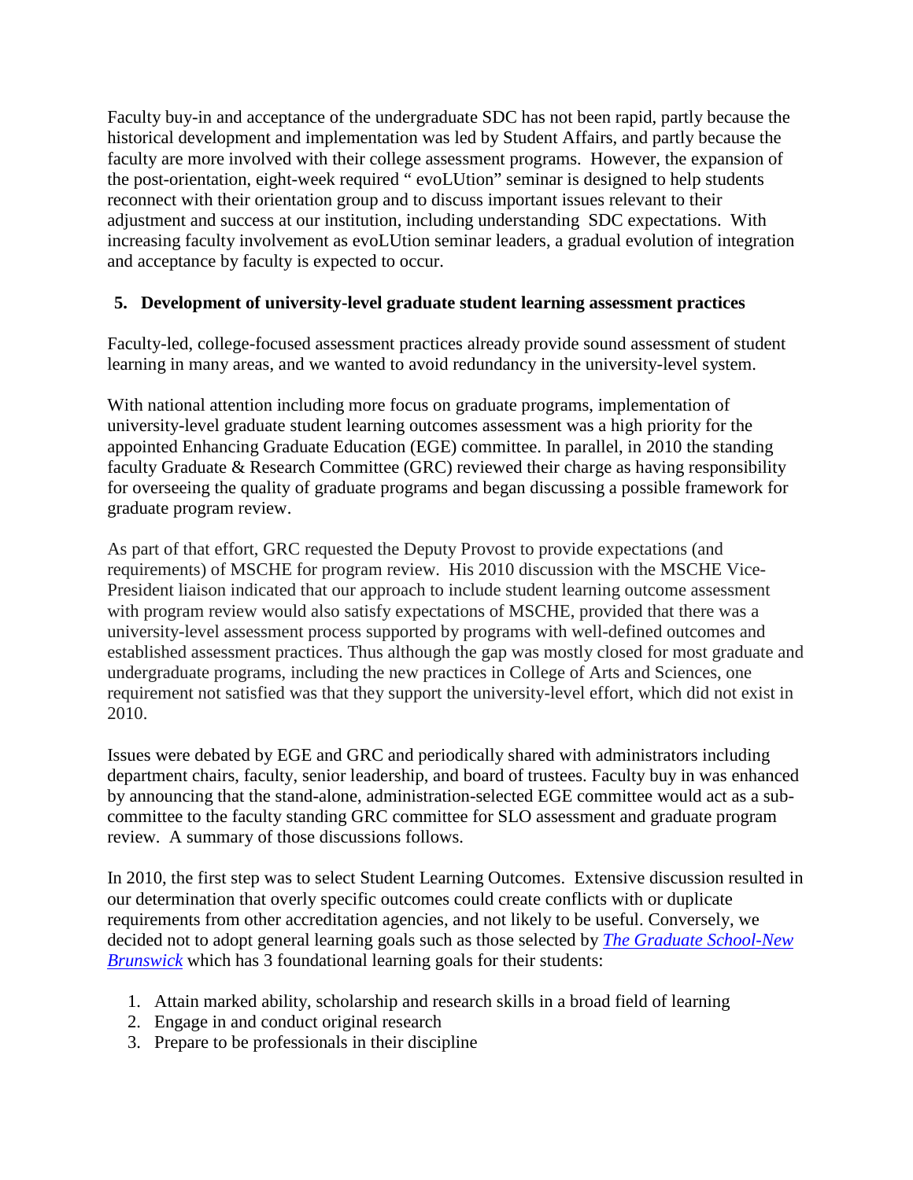Faculty buy-in and acceptance of the undergraduate SDC has not been rapid, partly because the historical development and implementation was led by Student Affairs, and partly because the faculty are more involved with their college assessment programs. However, the expansion of the post-orientation, eight-week required " evoLUtion" seminar is designed to help students reconnect with their orientation group and to discuss important issues relevant to their adjustment and success at our institution, including understanding SDC expectations. With increasing faculty involvement as evoLUtion seminar leaders, a gradual evolution of integration and acceptance by faculty is expected to occur.

## 5. Development of university-level graduate student learning assessment practices

Faculty-led, college-focused assessment practices already provide sound assessment of student learning in many areas, and we wanted to avoid redundancy in the university-level system.

With national attention including more focus on graduate programs, implementation of university-level graduate student learning outcomes assessment was a high priority for the appointed Enhancing Graduate Education (EGE) committee. In parallel, in 2010 the standing faculty Graduate & Research Committee (GRC) reviewed their charge as having responsibility for overseeing the quality of graduate programs and began discussing a possible framework for graduate program review.

As part of that effort, GRC requested the Deputy Provost to provide expectations (and requirements) of MSCHE for program review. His 2010 discussion with the MSCHE Vice-President liaison indicated that our approach to include student learning outcome assessment with program review would also satisfy expectations of MSCHE, provided that there was a university-level assessment process supported by programs with well-defined outcomes and established assessment practices. Thus although the gap was mostly closed for most graduate and undergraduate programs, including the new practices in College of Arts and Sciences, one requirement not satisfied was that they support the university-level effort, which did not exist in 2010.

Issues were debated by EGE and GRC and periodically shared with administrators including department chairs, faculty, senior leadership, and board of trustees. Faculty buy in was enhanced by announcing that the stand-alone, administration-selected EGE committee would act as a sub-committee to the faculty standing GRC committee for SLO assessment and graduate program review. A summary of those discussions follows.

In 2010, the first step was to select Student Learning Outcomes. Extensive discussion resulted in our determination that overly specific outcomes could create conflicts with or duplicate requirements from other accreditation agencies, and not likely to be useful. Conversely, we decided not to adopt general learning goals such as those selected by *The Graduate School-New Brunswick* which has 3 foundational learning goals for their students:

1. Attain marked ability, scholarship and research skills in a broad field of learning
2. Engage in and conduct original research
3. Prepare to be professionals in their discipline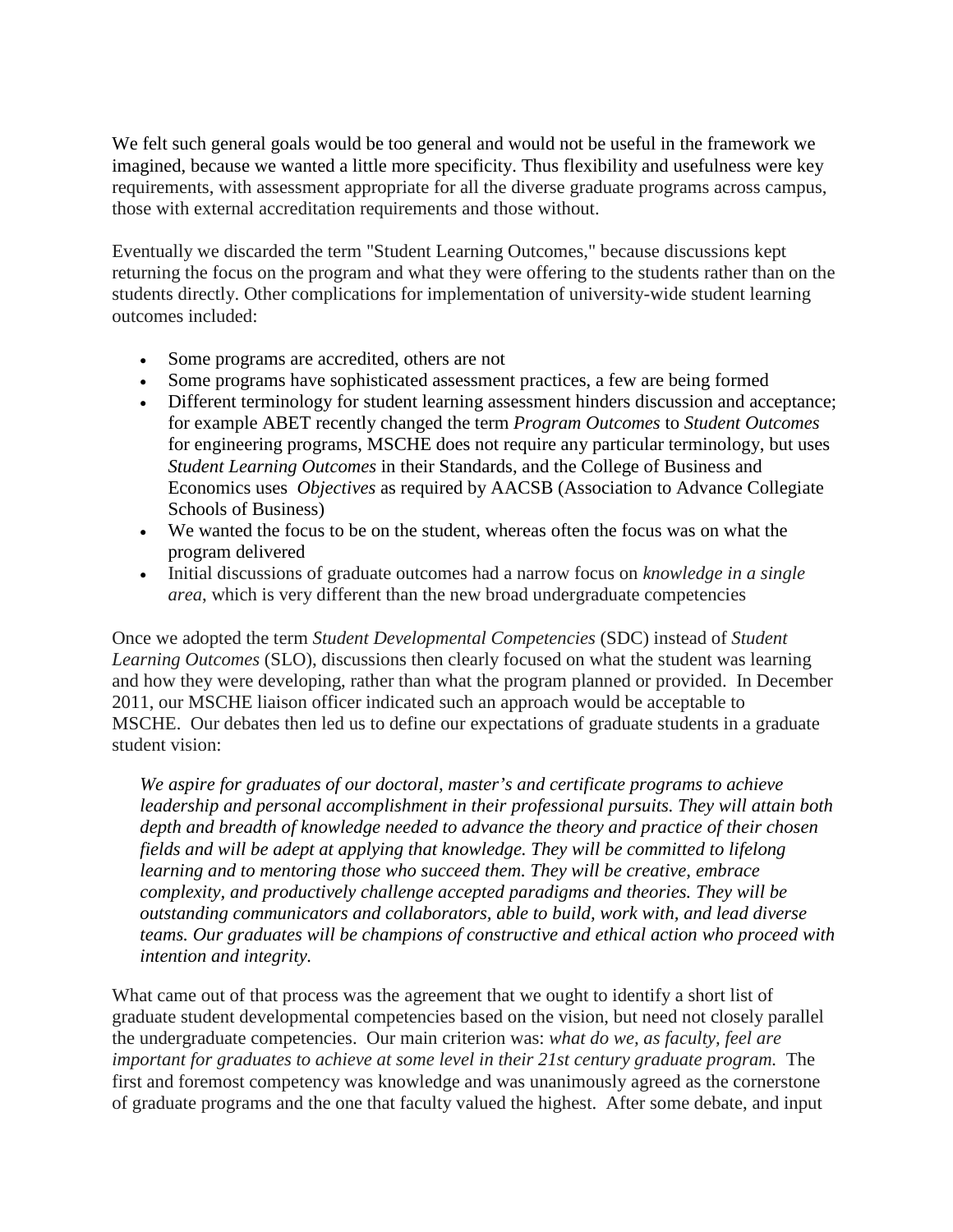We felt such general goals would be too general and would not be useful in the framework we imagined, because we wanted a little more specificity. Thus flexibility and usefulness were key requirements, with assessment appropriate for all the diverse graduate programs across campus, those with external accreditation requirements and those without.

Eventually we discarded the term "Student Learning Outcomes," because discussions kept returning the focus on the program and what they were offering to the students rather than on the students directly. Other complications for implementation of university-wide student learning outcomes included:

- Some programs are accredited, others are not
- Some programs have sophisticated assessment practices, a few are being formed
- Different terminology for student learning assessment hinders discussion and acceptance; for example ABET recently changed the term *Program Outcomes* to *Student Outcomes* for engineering programs, MSCHE does not require any particular terminology, but uses *Student Learning Outcomes* in their Standards, and the College of Business and Economics uses *Objectives* as required by AACSB (Association to Advance Collegiate Schools of Business)
- We wanted the focus to be on the student, whereas often the focus was on what the program delivered
- Initial discussions of graduate outcomes had a narrow focus on *knowledge in a single area*, which is very different than the new broad undergraduate competencies

Once we adopted the term *Student Developmental Competencies* (SDC) instead of *Student Learning Outcomes* (SLO), discussions then clearly focused on what the student was learning and how they were developing, rather than what the program planned or provided. In December 2011, our MSCHE liaison officer indicated such an approach would be acceptable to MSCHE. Our debates then led us to define our expectations of graduate students in a graduate student vision:

> *We aspire for graduates of our doctoral, master's and certificate programs to achieve leadership and personal accomplishment in their professional pursuits. They will attain both depth and breadth of knowledge needed to advance the theory and practice of their chosen fields and will be adept at applying that knowledge. They will be committed to lifelong learning and to mentoring those who succeed them. They will be creative, embrace complexity, and productively challenge accepted paradigms and theories. They will be outstanding communicators and collaborators, able to build, work with, and lead diverse teams. Our graduates will be champions of constructive and ethical action who proceed with intention and integrity.*

What came out of that process was the agreement that we ought to identify a short list of graduate student developmental competencies based on the vision, but need not closely parallel the undergraduate competencies. Our main criterion was: *what do we, as faculty, feel are important for graduates to achieve at some level in their 21st century graduate program.* The first and foremost competency was knowledge and was unanimously agreed as the cornerstone of graduate programs and the one that faculty valued the highest. After some debate, and input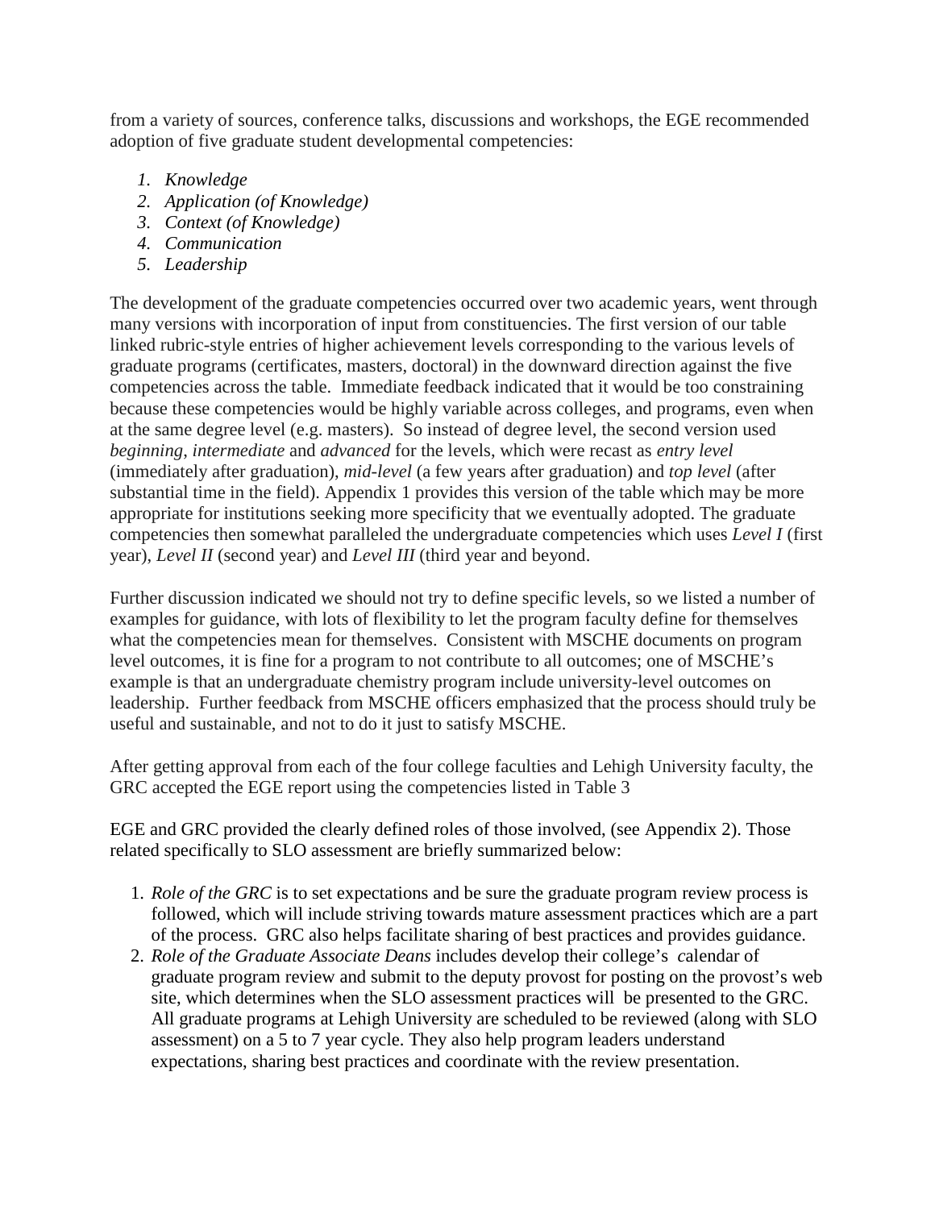from a variety of sources, conference talks, discussions and workshops, the EGE recommended adoption of five graduate student developmental competencies:

1. *Knowledge*
2. *Application (of Knowledge)*
3. *Context (of Knowledge)*
4. *Communication*
5. *Leadership*

The development of the graduate competencies occurred over two academic years, went through many versions with incorporation of input from constituencies. The first version of our table linked rubric-style entries of higher achievement levels corresponding to the various levels of graduate programs (certificates, masters, doctoral) in the downward direction against the five competencies across the table. Immediate feedback indicated that it would be too constraining because these competencies would be highly variable across colleges, and programs, even when at the same degree level (e.g. masters). So instead of degree level, the second version used *beginning*, *intermediate* and *advanced* for the levels, which were recast as *entry level* (immediately after graduation), *mid-level* (a few years after graduation) and *top level* (after substantial time in the field). Appendix 1 provides this version of the table which may be more appropriate for institutions seeking more specificity that we eventually adopted. The graduate competencies then somewhat paralleled the undergraduate competencies which uses *Level I* (first year), *Level II* (second year) and *Level III* (third year and beyond.

Further discussion indicated we should not try to define specific levels, so we listed a number of examples for guidance, with lots of flexibility to let the program faculty define for themselves what the competencies mean for themselves. Consistent with MSCHE documents on program level outcomes, it is fine for a program to not contribute to all outcomes; one of MSCHE's example is that an undergraduate chemistry program include university-level outcomes on leadership. Further feedback from MSCHE officers emphasized that the process should truly be useful and sustainable, and not to do it just to satisfy MSCHE.

After getting approval from each of the four college faculties and Lehigh University faculty, the GRC accepted the EGE report using the competencies listed in Table 3

EGE and GRC provided the clearly defined roles of those involved, (see Appendix 2). Those related specifically to SLO assessment are briefly summarized below:

1. *Role of the GRC* is to set expectations and be sure the graduate program review process is followed, which will include striving towards mature assessment practices which are a part of the process. GRC also helps facilitate sharing of best practices and provides guidance.
2. *Role of the Graduate Associate Deans* includes develop their college's *c*alendar of graduate program review and submit to the deputy provost for posting on the provost's web site, which determines when the SLO assessment practices will be presented to the GRC. All graduate programs at Lehigh University are scheduled to be reviewed (along with SLO assessment) on a 5 to 7 year cycle. They also help program leaders understand expectations, sharing best practices and coordinate with the review presentation.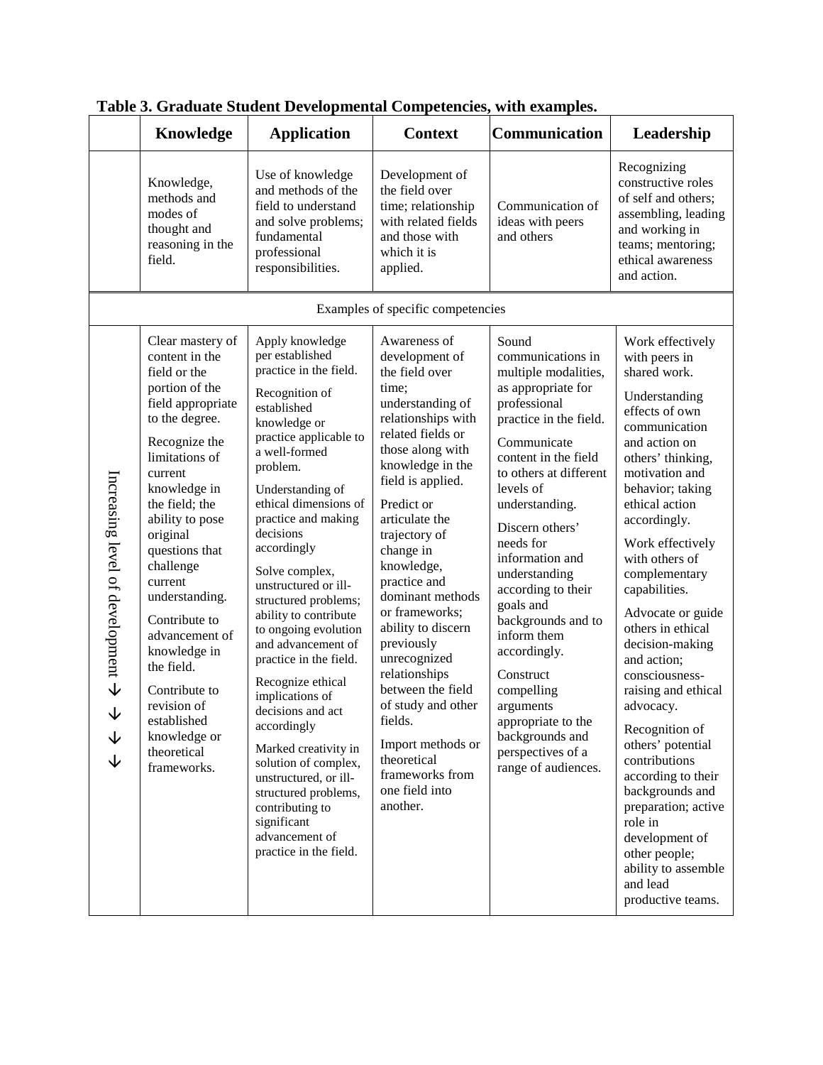**Table 3. Graduate Student Developmental Competencies, with examples.**

| | Knowledge | Application | Context | Communication | Leadership |
|---|---|---|---|---|---|
| | Knowledge, methods and modes of thought and reasoning in the field. | Use of knowledge and methods of the field to understand and solve problems; fundamental professional responsibilities. | Development of the field over time; relationship with related fields and those with which it is applied. | Communication of ideas with peers and others | Recognizing constructive roles of self and others; assembling, leading and working in teams; mentoring; ethical awareness and action. |
| | Examples of specific competencies | | | | |
| Increasing level of development ↓ ↓ ↓ ↓ | Clear mastery of content in the field or the portion of the field appropriate to the degree.<br><br>Recognize the limitations of current knowledge in the field; the ability to pose original questions that challenge current understanding.<br><br>Contribute to advancement of knowledge in the field.<br><br>Contribute to revision of established knowledge or theoretical frameworks. | Apply knowledge per established practice in the field.<br><br>Recognition of established knowledge or practice applicable to a well-formed problem.<br><br>Understanding of ethical dimensions of practice and making decisions accordingly<br><br>Solve complex, unstructured or ill-structured problems; ability to contribute to ongoing evolution and advancement of practice in the field.<br><br>Recognize ethical implications of decisions and act accordingly<br><br>Marked creativity in solution of complex, unstructured, or ill-structured problems, contributing to significant advancement of practice in the field. | Awareness of development of the field over time; understanding of relationships with related fields or those along with knowledge in the field is applied.<br><br>Predict or articulate the trajectory of change in knowledge, practice and dominant methods or frameworks; ability to discern previously unrecognized relationships between the field of study and other fields.<br><br>Import methods or theoretical frameworks from one field into another. | Sound communications in multiple modalities, as appropriate for professional practice in the field.<br><br>Communicate content in the field to others at different levels of understanding.<br><br>Discern others' needs for information and understanding according to their goals and backgrounds and to inform them accordingly.<br><br>Construct compelling arguments appropriate to the backgrounds and perspectives of a range of audiences. | Work effectively with peers in shared work.<br><br>Understanding effects of own communication and action on others' thinking, motivation and behavior; taking ethical action accordingly.<br><br>Work effectively with others of complementary capabilities.<br><br>Advocate or guide others in ethical decision-making and action; consciousness-raising and ethical advocacy.<br><br>Recognition of others' potential contributions according to their backgrounds and preparation; active role in development of other people; ability to assemble and lead productive teams. |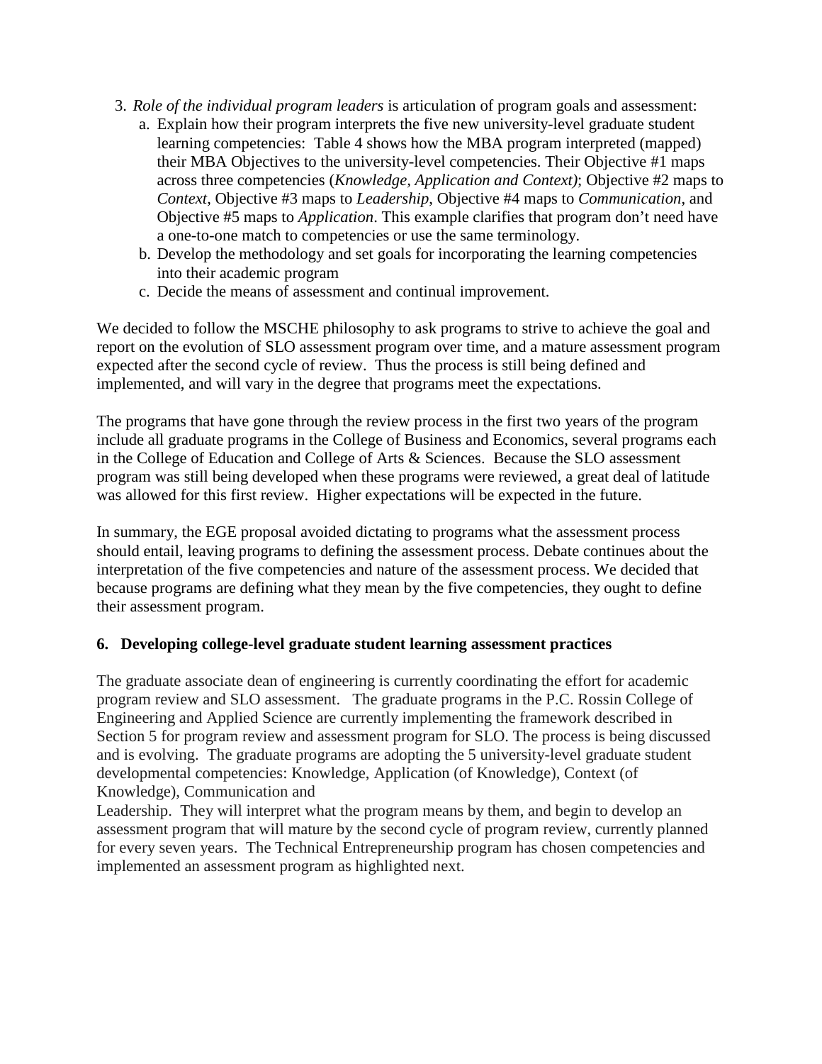3. *Role of the individual program leaders* is articulation of program goals and assessment:
    a. Explain how their program interprets the five new university-level graduate student learning competencies: Table 4 shows how the MBA program interpreted (mapped) their MBA Objectives to the university-level competencies. Their Objective #1 maps across three competencies (*Knowledge, Application and Context)*; Objective #2 maps to *Context*, Objective #3 maps to *Leadership*, Objective #4 maps to *Communication*, and Objective #5 maps to *Application*. This example clarifies that program don't need have a one-to-one match to competencies or use the same terminology.
    b. Develop the methodology and set goals for incorporating the learning competencies into their academic program
    c. Decide the means of assessment and continual improvement.

We decided to follow the MSCHE philosophy to ask programs to strive to achieve the goal and report on the evolution of SLO assessment program over time, and a mature assessment program expected after the second cycle of review. Thus the process is still being defined and implemented, and will vary in the degree that programs meet the expectations.

The programs that have gone through the review process in the first two years of the program include all graduate programs in the College of Business and Economics, several programs each in the College of Education and College of Arts & Sciences. Because the SLO assessment program was still being developed when these programs were reviewed, a great deal of latitude was allowed for this first review. Higher expectations will be expected in the future.

In summary, the EGE proposal avoided dictating to programs what the assessment process should entail, leaving programs to defining the assessment process. Debate continues about the interpretation of the five competencies and nature of the assessment process. We decided that because programs are defining what they mean by the five competencies, they ought to define their assessment program.

### 6. Developing college-level graduate student learning assessment practices

The graduate associate dean of engineering is currently coordinating the effort for academic program review and SLO assessment. The graduate programs in the P.C. Rossin College of Engineering and Applied Science are currently implementing the framework described in Section 5 for program review and assessment program for SLO. The process is being discussed and is evolving. The graduate programs are adopting the 5 university-level graduate student developmental competencies: Knowledge, Application (of Knowledge), Context (of Knowledge), Communication and Leadership. They will interpret what the program means by them, and begin to develop an assessment program that will mature by the second cycle of program review, currently planned for every seven years. The Technical Entrepreneurship program has chosen competencies and implemented an assessment program as highlighted next.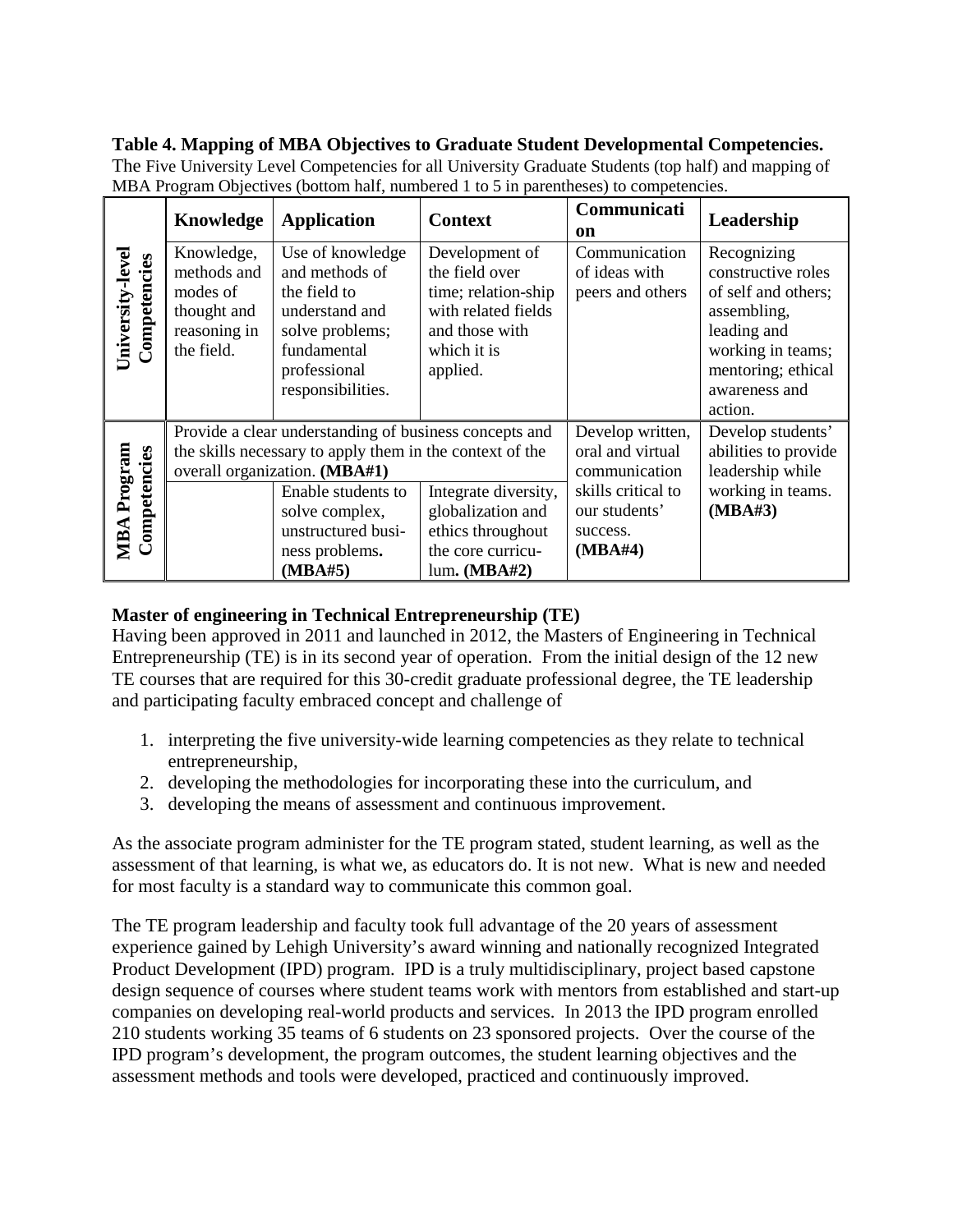**Table 4. Mapping of MBA Objectives to Graduate Student Developmental Competencies.**
The Five University Level Competencies for all University Graduate Students (top half) and mapping of MBA Program Objectives (bottom half, numbered 1 to 5 in parentheses) to competencies.

| | **Knowledge** | **Application** | **Context** | **Communication** | **Leadership** |
|---|---|---|---|---|---|
| **University-level Competencies** | Knowledge, methods and modes of thought and reasoning in the field. | Use of knowledge and methods of the field to understand and solve problems; fundamental professional responsibilities. | Development of the field over time; relation-ship with related fields and those with which it is applied. | Communication of ideas with peers and others | Recognizing constructive roles of self and others; assembling, leading and working in teams; mentoring; ethical awareness and action. |
| **MBA Program Competencies** | Provide a clear understanding of business concepts and the skills necessary to apply them in the context of the overall organization. **(MBA#1)** | | | Develop written, oral and virtual communication skills critical to our students' success. **(MBA#4)** | Develop students' abilities to provide leadership while working in teams. **(MBA#3)** |
| | | Enable students to solve complex, unstructured business problems. **(MBA#5)** | Integrate diversity, globalization and ethics throughout the core curriculum. **(MBA#2)** | | |

**Master of engineering in Technical Entrepreneurship (TE)**

Having been approved in 2011 and launched in 2012, the Masters of Engineering in Technical Entrepreneurship (TE) is in its second year of operation. From the initial design of the 12 new TE courses that are required for this 30-credit graduate professional degree, the TE leadership and participating faculty embraced concept and challenge of

1. interpreting the five university-wide learning competencies as they relate to technical entrepreneurship,
2. developing the methodologies for incorporating these into the curriculum, and
3. developing the means of assessment and continuous improvement.

As the associate program administer for the TE program stated, student learning, as well as the assessment of that learning, is what we, as educators do. It is not new. What is new and needed for most faculty is a standard way to communicate this common goal.

The TE program leadership and faculty took full advantage of the 20 years of assessment experience gained by Lehigh University's award winning and nationally recognized Integrated Product Development (IPD) program. IPD is a truly multidisciplinary, project based capstone design sequence of courses where student teams work with mentors from established and start-up companies on developing real-world products and services. In 2013 the IPD program enrolled 210 students working 35 teams of 6 students on 23 sponsored projects. Over the course of the IPD program's development, the program outcomes, the student learning objectives and the assessment methods and tools were developed, practiced and continuously improved.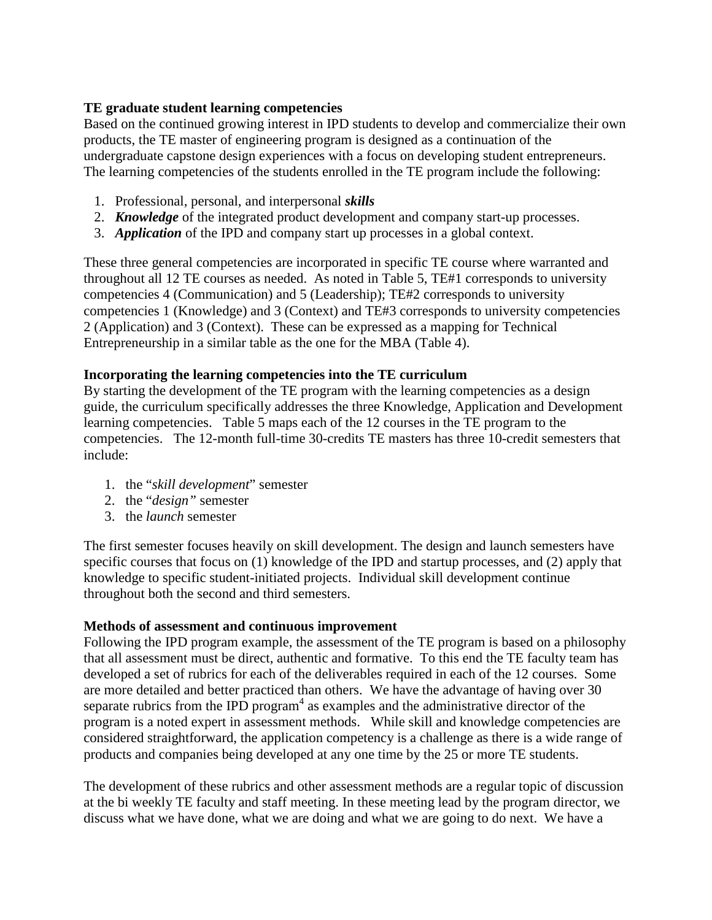**TE graduate student learning competencies**

Based on the continued growing interest in IPD students to develop and commercialize their own products, the TE master of engineering program is designed as a continuation of the undergraduate capstone design experiences with a focus on developing student entrepreneurs. The learning competencies of the students enrolled in the TE program include the following:

1. Professional, personal, and interpersonal ***skills***
2. ***Knowledge*** of the integrated product development and company start-up processes.
3. ***Application*** of the IPD and company start up processes in a global context.

These three general competencies are incorporated in specific TE course where warranted and throughout all 12 TE courses as needed. As noted in Table 5, TE#1 corresponds to university competencies 4 (Communication) and 5 (Leadership); TE#2 corresponds to university competencies 1 (Knowledge) and 3 (Context) and TE#3 corresponds to university competencies 2 (Application) and 3 (Context). These can be expressed as a mapping for Technical Entrepreneurship in a similar table as the one for the MBA (Table 4).

**Incorporating the learning competencies into the TE curriculum**

By starting the development of the TE program with the learning competencies as a design guide, the curriculum specifically addresses the three Knowledge, Application and Development learning competencies. Table 5 maps each of the 12 courses in the TE program to the competencies. The 12-month full-time 30-credits TE masters has three 10-credit semesters that include:

1. the "*skill development*" semester
2. the "*design"* semester
3. the *launch* semester

The first semester focuses heavily on skill development. The design and launch semesters have specific courses that focus on (1) knowledge of the IPD and startup processes, and (2) apply that knowledge to specific student-initiated projects. Individual skill development continue throughout both the second and third semesters.

**Methods of assessment and continuous improvement**

Following the IPD program example, the assessment of the TE program is based on a philosophy that all assessment must be direct, authentic and formative. To this end the TE faculty team has developed a set of rubrics for each of the deliverables required in each of the 12 courses. Some are more detailed and better practiced than others. We have the advantage of having over 30 separate rubrics from the IPD program[4] as examples and the administrative director of the program is a noted expert in assessment methods. While skill and knowledge competencies are considered straightforward, the application competency is a challenge as there is a wide range of products and companies being developed at any one time by the 25 or more TE students.

The development of these rubrics and other assessment methods are a regular topic of discussion at the bi weekly TE faculty and staff meeting. In these meeting lead by the program director, we discuss what we have done, what we are doing and what we are going to do next. We have a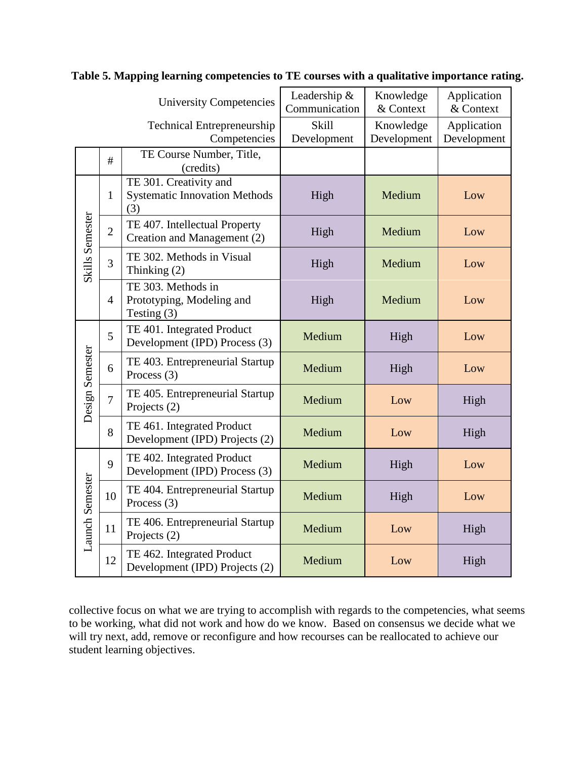**Table 5. Mapping learning competencies to TE courses with a qualitative importance rating.**

| | | University Competencies | Leadership & Communication | Knowledge & Context | Application & Context |
|---|---|---|---|---|---|
| | | Technical Entrepreneurship Competencies | Skill Development | Knowledge Development | Application Development |
| | # | TE Course Number, Title, (credits) | | | |
| Skills Semester | 1 | TE 301. Creativity and Systematic Innovation Methods (3) | High | Medium | Low |
| | 2 | TE 407. Intellectual Property Creation and Management (2) | High | Medium | Low |
| | 3 | TE 302. Methods in Visual Thinking (2) | High | Medium | Low |
| | 4 | TE 303. Methods in Prototyping, Modeling and Testing (3) | High | Medium | Low |
| Design Semester | 5 | TE 401. Integrated Product Development (IPD) Process (3) | Medium | High | Low |
| | 6 | TE 403. Entrepreneurial Startup Process (3) | Medium | High | Low |
| | 7 | TE 405. Entrepreneurial Startup Projects (2) | Medium | Low | High |
| | 8 | TE 461. Integrated Product Development (IPD) Projects (2) | Medium | Low | High |
| Launch Semester | 9 | TE 402. Integrated Product Development (IPD) Process (3) | Medium | High | Low |
| | 10 | TE 404. Entrepreneurial Startup Process (3) | Medium | High | Low |
| | 11 | TE 406. Entrepreneurial Startup Projects (2) | Medium | Low | High |
| | 12 | TE 462. Integrated Product Development (IPD) Projects (2) | Medium | Low | High |

collective focus on what we are trying to accomplish with regards to the competencies, what seems to be working, what did not work and how do we know. Based on consensus we decide what we will try next, add, remove or reconfigure and how recourses can be reallocated to achieve our student learning objectives.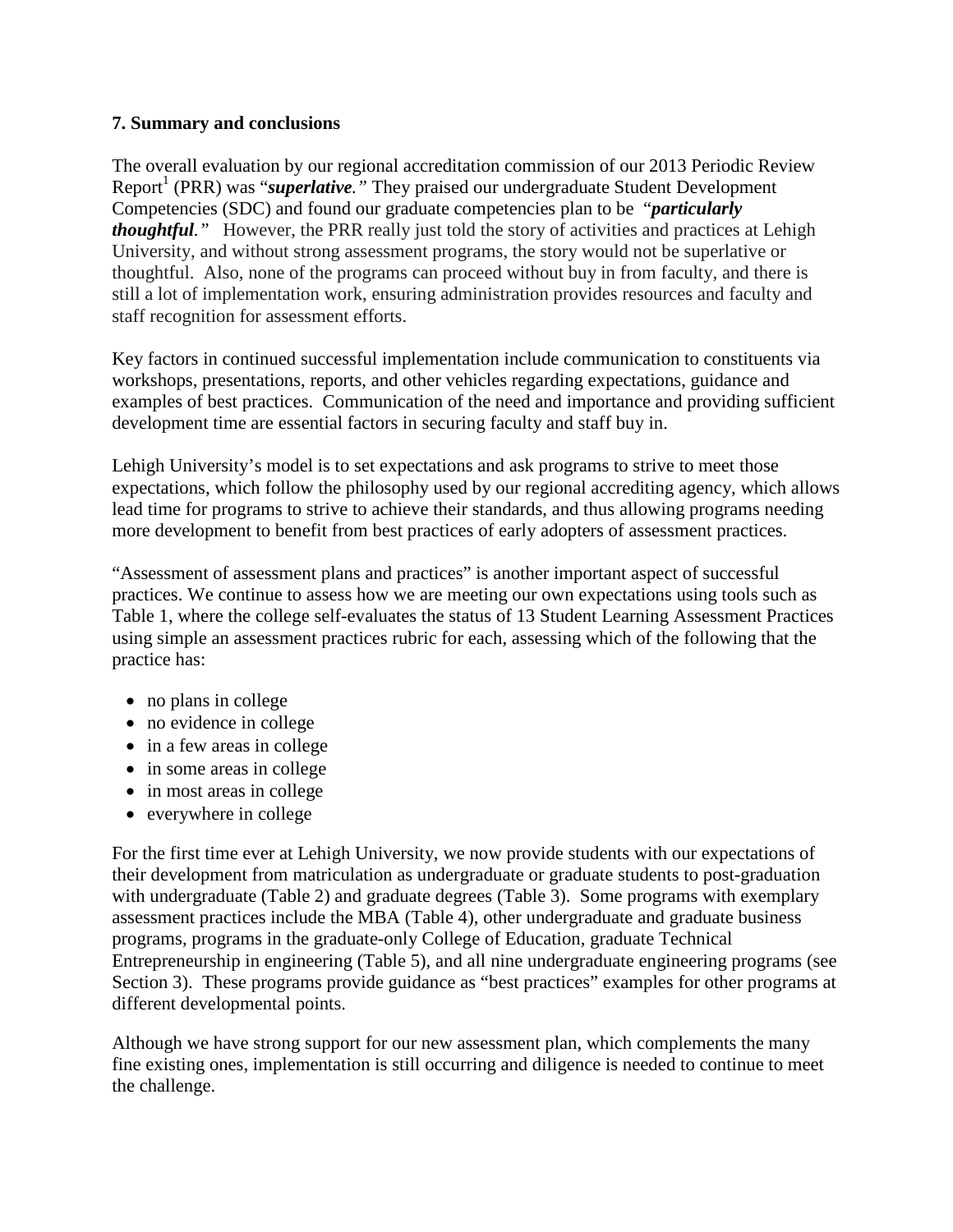### 7. Summary and conclusions

The overall evaluation by our regional accreditation commission of our 2013 Periodic Review Report[1] (PRR) was "***superlative**.*" They praised our undergraduate Student Development Competencies (SDC) and found our graduate competencies plan to be "***particularly thoughtful**.*" However, the PRR really just told the story of activities and practices at Lehigh University, and without strong assessment programs, the story would not be superlative or thoughtful. Also, none of the programs can proceed without buy in from faculty, and there is still a lot of implementation work, ensuring administration provides resources and faculty and staff recognition for assessment efforts.

Key factors in continued successful implementation include communication to constituents via workshops, presentations, reports, and other vehicles regarding expectations, guidance and examples of best practices. Communication of the need and importance and providing sufficient development time are essential factors in securing faculty and staff buy in.

Lehigh University's model is to set expectations and ask programs to strive to meet those expectations, which follow the philosophy used by our regional accrediting agency, which allows lead time for programs to strive to achieve their standards, and thus allowing programs needing more development to benefit from best practices of early adopters of assessment practices.

"Assessment of assessment plans and practices" is another important aspect of successful practices. We continue to assess how we are meeting our own expectations using tools such as Table 1, where the college self-evaluates the status of 13 Student Learning Assessment Practices using simple an assessment practices rubric for each, assessing which of the following that the practice has:

- no plans in college
- no evidence in college
- in a few areas in college
- in some areas in college
- in most areas in college
- everywhere in college

For the first time ever at Lehigh University, we now provide students with our expectations of their development from matriculation as undergraduate or graduate students to post-graduation with undergraduate (Table 2) and graduate degrees (Table 3). Some programs with exemplary assessment practices include the MBA (Table 4), other undergraduate and graduate business programs, programs in the graduate-only College of Education, graduate Technical Entrepreneurship in engineering (Table 5), and all nine undergraduate engineering programs (see Section 3). These programs provide guidance as "best practices" examples for other programs at different developmental points.

Although we have strong support for our new assessment plan, which complements the many fine existing ones, implementation is still occurring and diligence is needed to continue to meet the challenge.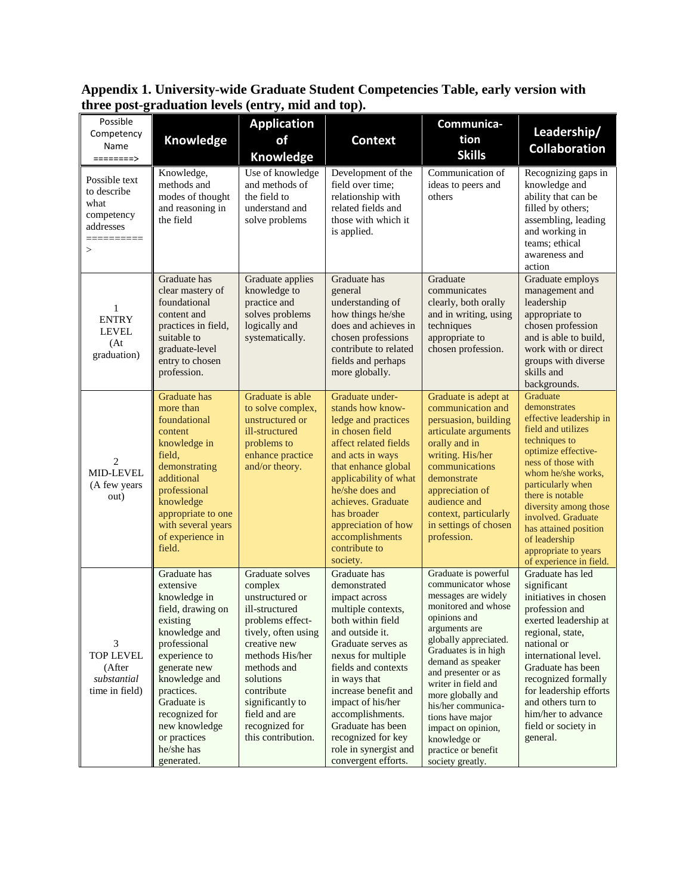**Appendix 1. University-wide Graduate Student Competencies Table, early version with three post-graduation levels (entry, mid and top).**

| Possible Competency Name ========> | Knowledge | Application of Knowledge | Context | Communication Skills | Leadership/ Collaboration |
|---|---|---|---|---|---|
| Possible text to describe what competency addresses ==========> | Knowledge, methods and modes of thought and reasoning in the field | Use of knowledge and methods of the field to understand and solve problems | Development of the field over time; relationship with related fields and those with which it is applied. | Communication of ideas to peers and others | Recognizing gaps in knowledge and ability that can be filled by others; assembling, leading and working in teams; ethical awareness and action |
| 1 ENTRY LEVEL (At graduation) | Graduate has clear mastery of foundational content and practices in field, suitable to graduate-level entry to chosen profession. | Graduate applies knowledge to practice and solves problems logically and systematically. | Graduate has general understanding of how things he/she does and achieves in chosen professions contribute to related fields and perhaps more globally. | Graduate communicates clearly, both orally and in writing, using techniques appropriate to chosen profession. | Graduate employs management and leadership appropriate to chosen profession and is able to build, work with or direct groups with diverse skills and backgrounds. |
| 2 MID-LEVEL (A few years out) | Graduate has more than foundational content knowledge in field, demonstrating additional professional knowledge appropriate to one with several years of experience in field. | Graduate is able to solve complex, unstructured or ill-structured problems to enhance practice and/or theory. | Graduate understands how knowledge and practices in chosen field affect related fields and acts in ways that enhance global applicability of what he/she does and achieves. Graduate has broader appreciation of how accomplishments contribute to society. | Graduate is adept at communication and persuasion, building articulate arguments orally and in writing. His/her communications demonstrate appreciation of audience and context, particularly in settings of chosen profession. | Graduate demonstrates effective leadership in field and utilizes techniques to optimize effectiveness of those with whom he/she works, particularly when there is notable diversity among those involved. Graduate has attained position of leadership appropriate to years of experience in field. |
| 3 TOP LEVEL (After *substantial* time in field) | Graduate has extensive knowledge in field, drawing on existing knowledge and professional experience to generate new knowledge and practices. Graduate is recognized for new knowledge or practices he/she has generated. | Graduate solves complex unstructured or ill-structured problems effectively, often using creative new methods His/her methods and solutions contribute significantly to field and are recognized for this contribution. | Graduate has demonstrated impact across multiple contexts, both within field and outside it. Graduate serves as nexus for multiple fields and contexts in ways that increase benefit and impact of his/her accomplishments. Graduate has been recognized for key role in synergist and convergent efforts. | Graduate is powerful communicator whose messages are widely monitored and whose opinions and arguments are globally appreciated. Graduates is in high demand as speaker and presenter or as writer in field and more globally and his/her communications have major impact on opinion, knowledge or practice or benefit society greatly. | Graduate has led significant initiatives in chosen profession and exerted leadership at regional, state, national or international level. Graduate has been recognized formally for leadership efforts and others turn to him/her to advance field or society in general. |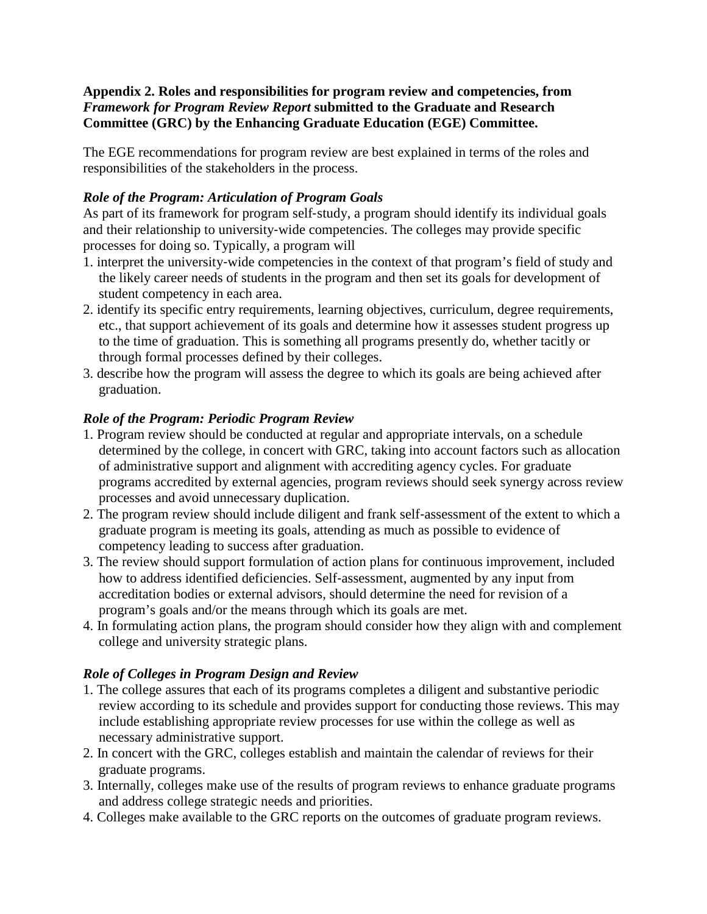**Appendix 2. Roles and responsibilities for program review and competencies, from *Framework for Program Review Report* submitted to the Graduate and Research Committee (GRC) by the Enhancing Graduate Education (EGE) Committee.**

The EGE recommendations for program review are best explained in terms of the roles and responsibilities of the stakeholders in the process.

***Role of the Program: Articulation of Program Goals***

As part of its framework for program self-study, a program should identify its individual goals and their relationship to university-wide competencies. The colleges may provide specific processes for doing so. Typically, a program will

1. interpret the university-wide competencies in the context of that program's field of study and the likely career needs of students in the program and then set its goals for development of student competency in each area.
2. identify its specific entry requirements, learning objectives, curriculum, degree requirements, etc., that support achievement of its goals and determine how it assesses student progress up to the time of graduation. This is something all programs presently do, whether tacitly or through formal processes defined by their colleges.
3. describe how the program will assess the degree to which its goals are being achieved after graduation.

***Role of the Program: Periodic Program Review***

1. Program review should be conducted at regular and appropriate intervals, on a schedule determined by the college, in concert with GRC, taking into account factors such as allocation of administrative support and alignment with accrediting agency cycles. For graduate programs accredited by external agencies, program reviews should seek synergy across review processes and avoid unnecessary duplication.
2. The program review should include diligent and frank self-assessment of the extent to which a graduate program is meeting its goals, attending as much as possible to evidence of competency leading to success after graduation.
3. The review should support formulation of action plans for continuous improvement, included how to address identified deficiencies. Self-assessment, augmented by any input from accreditation bodies or external advisors, should determine the need for revision of a program's goals and/or the means through which its goals are met.
4. In formulating action plans, the program should consider how they align with and complement college and university strategic plans.

***Role of Colleges in Program Design and Review***

1. The college assures that each of its programs completes a diligent and substantive periodic review according to its schedule and provides support for conducting those reviews. This may include establishing appropriate review processes for use within the college as well as necessary administrative support.
2. In concert with the GRC, colleges establish and maintain the calendar of reviews for their graduate programs.
3. Internally, colleges make use of the results of program reviews to enhance graduate programs and address college strategic needs and priorities.
4. Colleges make available to the GRC reports on the outcomes of graduate program reviews.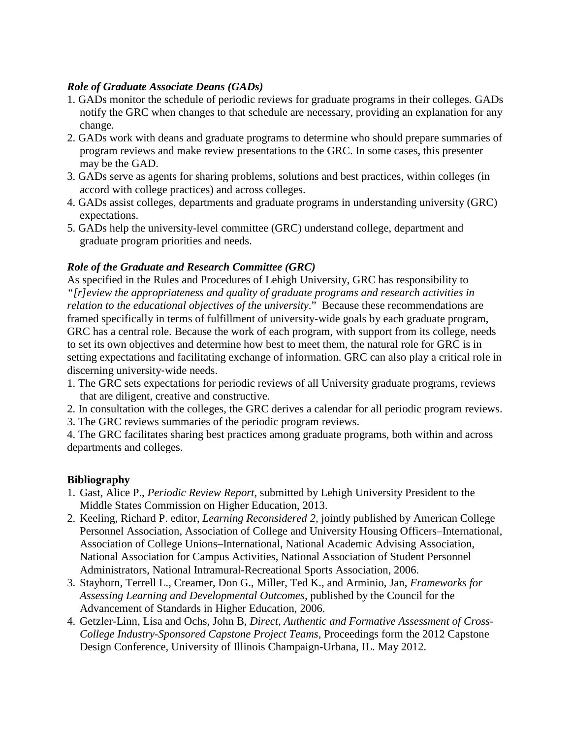### *Role of Graduate Associate Deans (GADs)*

1. GADs monitor the schedule of periodic reviews for graduate programs in their colleges. GADs notify the GRC when changes to that schedule are necessary, providing an explanation for any change.
2. GADs work with deans and graduate programs to determine who should prepare summaries of program reviews and make review presentations to the GRC. In some cases, this presenter may be the GAD.
3. GADs serve as agents for sharing problems, solutions and best practices, within colleges (in accord with college practices) and across colleges.
4. GADs assist colleges, departments and graduate programs in understanding university (GRC) expectations.
5. GADs help the university-level committee (GRC) understand college, department and graduate program priorities and needs.

### *Role of the Graduate and Research Committee (GRC)*

As specified in the Rules and Procedures of Lehigh University, GRC has responsibility to *"[r]eview the appropriateness and quality of graduate programs and research activities in relation to the educational objectives of the university*." Because these recommendations are framed specifically in terms of fulfillment of university-wide goals by each graduate program, GRC has a central role. Because the work of each program, with support from its college, needs to set its own objectives and determine how best to meet them, the natural role for GRC is in setting expectations and facilitating exchange of information. GRC can also play a critical role in discerning university-wide needs.

1. The GRC sets expectations for periodic reviews of all University graduate programs, reviews that are diligent, creative and constructive.
2. In consultation with the colleges, the GRC derives a calendar for all periodic program reviews.
3. The GRC reviews summaries of the periodic program reviews.
4. The GRC facilitates sharing best practices among graduate programs, both within and across departments and colleges.

## Bibliography

1. Gast, Alice P., *Periodic Review Report*, submitted by Lehigh University President to the Middle States Commission on Higher Education, 2013.
2. Keeling, Richard P. editor, *Learning Reconsidered 2*, jointly published by American College Personnel Association, Association of College and University Housing Officers–International, Association of College Unions–International, National Academic Advising Association, National Association for Campus Activities, National Association of Student Personnel Administrators, National Intramural-Recreational Sports Association, 2006.
3. Stayhorn, Terrell L., Creamer, Don G., Miller, Ted K., and Arminio, Jan, *Frameworks for Assessing Learning and Developmental Outcomes*, published by the Council for the Advancement of Standards in Higher Education, 2006.
4. Getzler-Linn, Lisa and Ochs, John B, *Direct, Authentic and Formative Assessment of Cross-College Industry-Sponsored Capstone Project Teams*, Proceedings form the 2012 Capstone Design Conference, University of Illinois Champaign-Urbana, IL. May 2012.